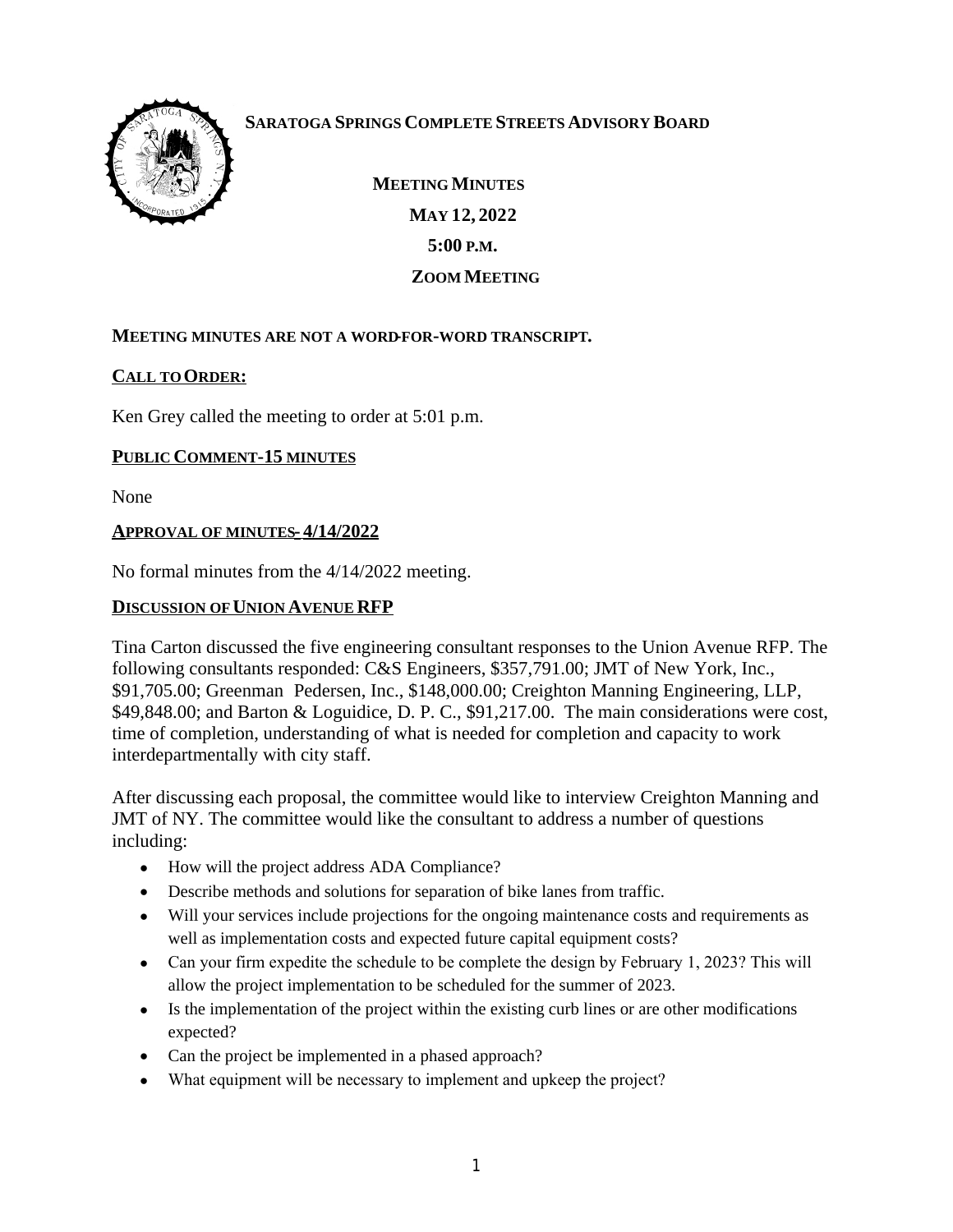# SARATOGA SPRINGS COMPLETE STREETS ADVISORY BOARD

**MEETING MINUTES**

**MAY 12, 2022**

**5:00 P.M.**

**ZOOM MEETING**

**MEETING MINUTES ARE NOT A WORD-FOR-WORD TRANSCRIPT.**

## CALL TO ORDER:

Ken Grey called the meeting to order at 5:01 p.m.

## PUBLIC COMMENT-15 MINUTES

None

## APPROVAL OF MINUTES- 4/14/2022

No formal minutes from the 4/14/2022 meeting.

## DISCUSSION OF UNION AVENUE RFP

Tina Carton discussed the five engineering consultant responses to the Union Avenue RFP. The following consultants responded: C&S Engineers, $357,791.00; JMT of New York, Inc., $91,705.00; Greenman Pedersen, Inc., $148,000.00; Creighton Manning Engineering, LLP, $49,848.00; and Barton & Loguidice, D. P. C., $91,217.00. The main considerations were cost, time of completion, understanding of what is needed for completion and capacity to work interdepartmentally with city staff.

After discussing each proposal, the committee would like to interview Creighton Manning and JMT of NY. The committee would like the consultant to address a number of questions including:

- How will the project address ADA Compliance?
- Describe methods and solutions for separation of bike lanes from traffic.
- Will your services include projections for the ongoing maintenance costs and requirements as well as implementation costs and expected future capital equipment costs?
- Can your firm expedite the schedule to be complete the design by February 1, 2023? This will allow the project implementation to be scheduled for the summer of 2023.
- Is the implementation of the project within the existing curb lines or are other modifications expected?
- Can the project be implemented in a phased approach?
- What equipment will be necessary to implement and upkeep the project?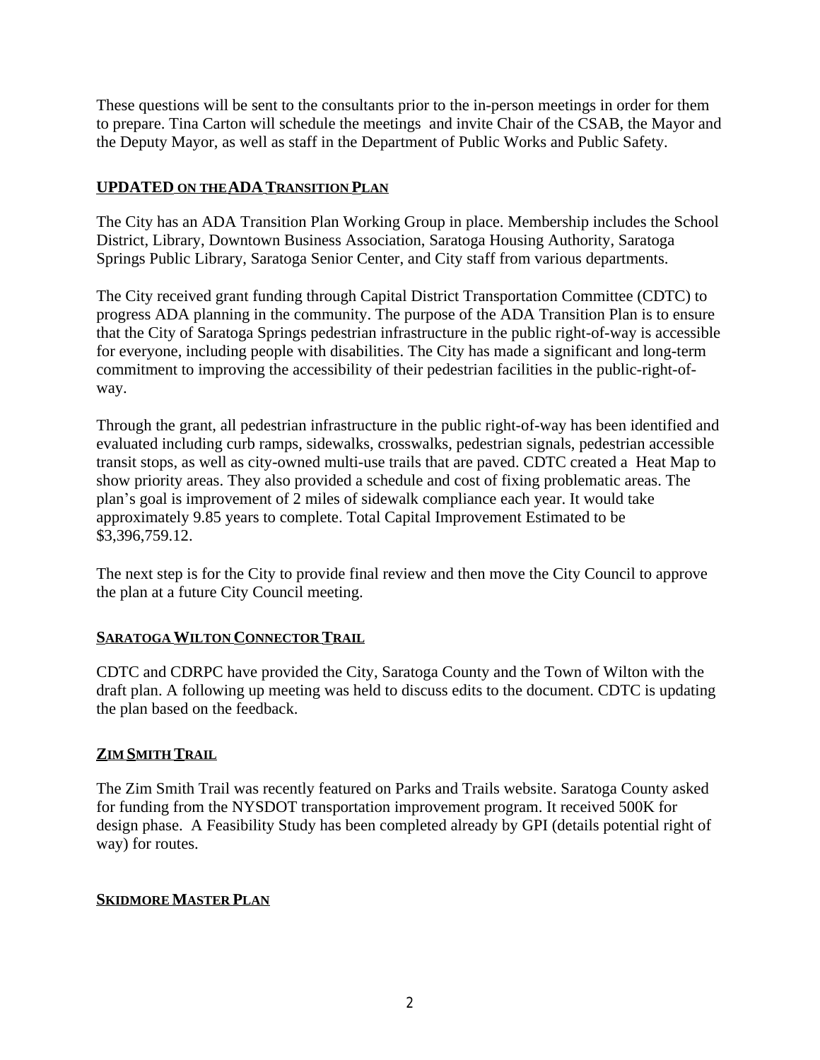These questions will be sent to the consultants prior to the in-person meetings in order for them to prepare. Tina Carton will schedule the meetings  and invite Chair of the CSAB, the Mayor and the Deputy Mayor, as well as staff in the Department of Public Works and Public Safety.

## UPDATED ON THE ADA TRANSITION PLAN

The City has an ADA Transition Plan Working Group in place. Membership includes the School District, Library, Downtown Business Association, Saratoga Housing Authority, Saratoga Springs Public Library, Saratoga Senior Center, and City staff from various departments.

The City received grant funding through Capital District Transportation Committee (CDTC) to progress ADA planning in the community. The purpose of the ADA Transition Plan is to ensure that the City of Saratoga Springs pedestrian infrastructure in the public right-of-way is accessible for everyone, including people with disabilities. The City has made a significant and long-term commitment to improving the accessibility of their pedestrian facilities in the public-right-of-way.

Through the grant, all pedestrian infrastructure in the public right-of-way has been identified and evaluated including curb ramps, sidewalks, crosswalks, pedestrian signals, pedestrian accessible transit stops, as well as city-owned multi-use trails that are paved. CDTC created a  Heat Map to show priority areas. They also provided a schedule and cost of fixing problematic areas. The plan's goal is improvement of 2 miles of sidewalk compliance each year. It would take approximately 9.85 years to complete. Total Capital Improvement Estimated to be $3,396,759.12.

The next step is for the City to provide final review and then move the City Council to approve the plan at a future City Council meeting.

## SARATOGA WILTON CONNECTOR TRAIL

CDTC and CDRPC have provided the City, Saratoga County and the Town of Wilton with the draft plan. A following up meeting was held to discuss edits to the document. CDTC is updating the plan based on the feedback.

## ZIM SMITH TRAIL

The Zim Smith Trail was recently featured on Parks and Trails website. Saratoga County asked for funding from the NYSDOT transportation improvement program. It received 500K for design phase.  A Feasibility Study has been completed already by GPI (details potential right of way) for routes.

## SKIDMORE MASTER PLAN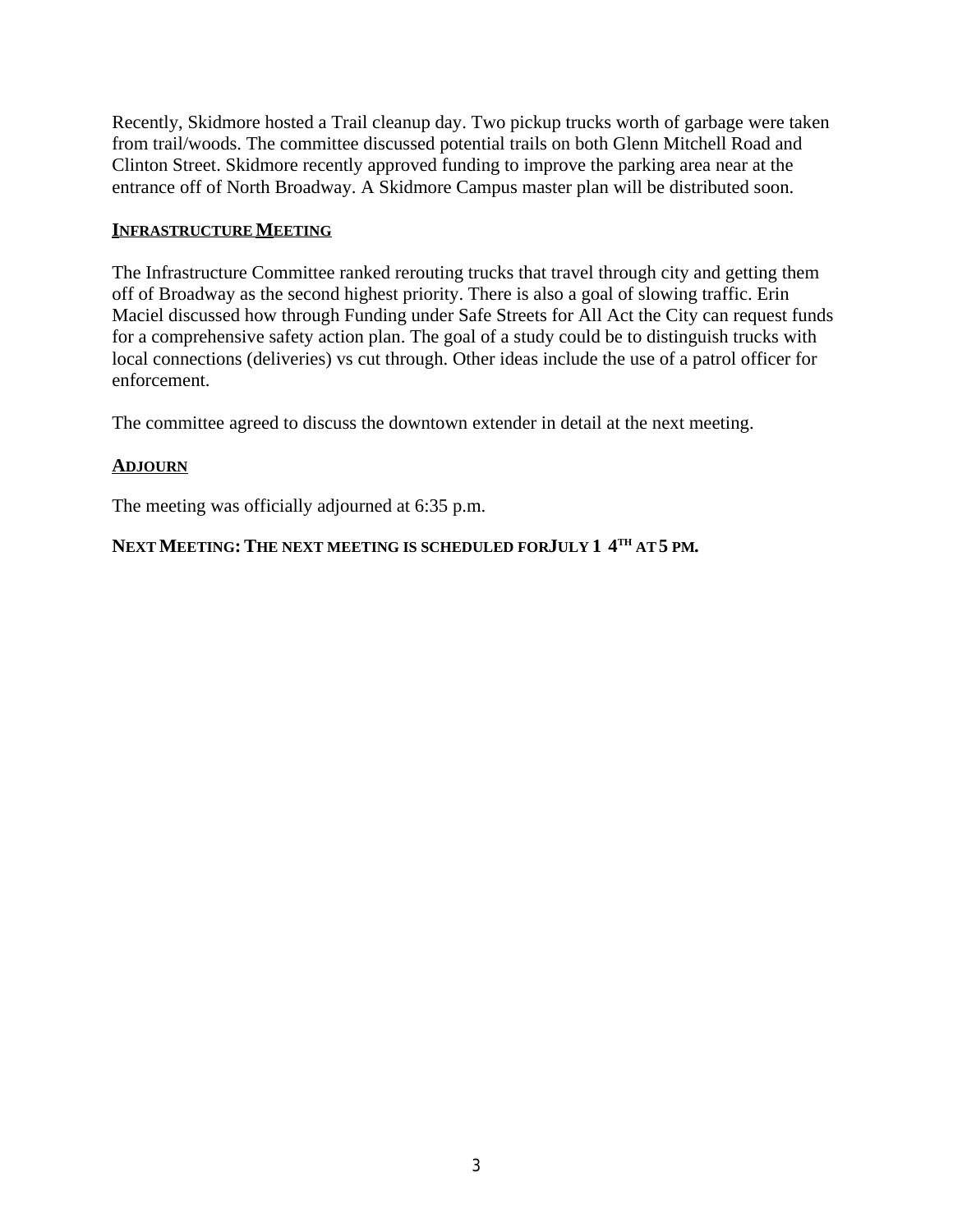Recently, Skidmore hosted a Trail cleanup day. Two pickup trucks worth of garbage were taken from trail/woods. The committee discussed potential trails on both Glenn Mitchell Road and Clinton Street. Skidmore recently approved funding to improve the parking area near at the entrance off of North Broadway. A Skidmore Campus master plan will be distributed soon.

## INFRASTRUCTURE MEETING

The Infrastructure Committee ranked rerouting trucks that travel through city and getting them off of Broadway as the second highest priority. There is also a goal of slowing traffic. Erin Maciel discussed how through Funding under Safe Streets for All Act the City can request funds for a comprehensive safety action plan. The goal of a study could be to distinguish trucks with local connections (deliveries) vs cut through. Other ideas include the use of a patrol officer for enforcement.

The committee agreed to discuss the downtown extender in detail at the next meeting.

## ADJOURN

The meeting was officially adjourned at 6:35 p.m.

**NEXT MEETING: THE NEXT MEETING IS SCHEDULED FOR JULY 14TH AT 5 PM.**